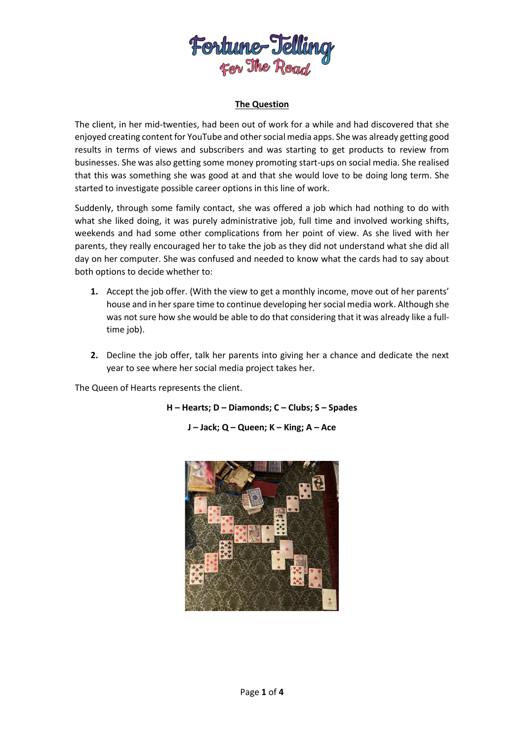# Fortune-Telling For The Road

## The Question

The client, in her mid-twenties, had been out of work for a while and had discovered that she enjoyed creating content for YouTube and other social media apps. She was already getting good results in terms of views and subscribers and was starting to get products to review from businesses. She was also getting some money promoting start-ups on social media. She realised that this was something she was good at and that she would love to be doing long term. She started to investigate possible career options in this line of work.

Suddenly, through some family contact, she was offered a job which had nothing to do with what she liked doing, it was purely administrative job, full time and involved working shifts, weekends and had some other complications from her point of view. As she lived with her parents, they really encouraged her to take the job as they did not understand what she did all day on her computer. She was confused and needed to know what the cards had to say about both options to decide whether to:

1. Accept the job offer. (With the view to get a monthly income, move out of her parents' house and in her spare time to continue developing her social media work. Although she was not sure how she would be able to do that considering that it was already like a full-time job).

2. Decline the job offer, talk her parents into giving her a chance and dedicate the next year to see where her social media project takes her.

The Queen of Hearts represents the client.

**H – Hearts; D – Diamonds; C – Clubs; S – Spades**

**J – Jack; Q – Queen; K – King; A – Ace**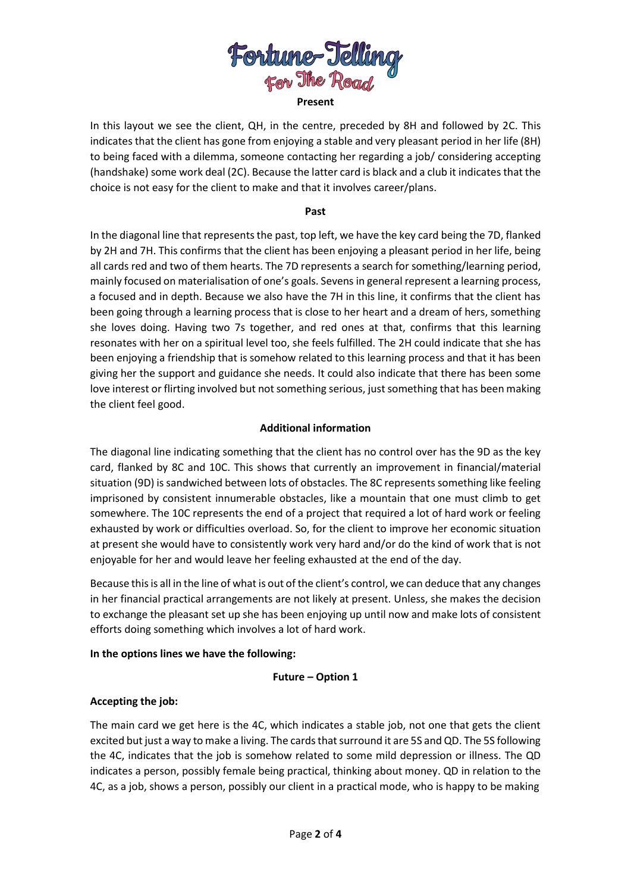## Present

In this layout we see the client, QH, in the centre, preceded by 8H and followed by 2C. This indicates that the client has gone from enjoying a stable and very pleasant period in her life (8H) to being faced with a dilemma, someone contacting her regarding a job/ considering accepting (handshake) some work deal (2C). Because the latter card is black and a club it indicates that the choice is not easy for the client to make and that it involves career/plans.

## Past

In the diagonal line that represents the past, top left, we have the key card being the 7D, flanked by 2H and 7H. This confirms that the client has been enjoying a pleasant period in her life, being all cards red and two of them hearts. The 7D represents a search for something/learning period, mainly focused on materialisation of one's goals. Sevens in general represent a learning process, a focused and in depth. Because we also have the 7H in this line, it confirms that the client has been going through a learning process that is close to her heart and a dream of hers, something she loves doing. Having two 7s together, and red ones at that, confirms that this learning resonates with her on a spiritual level too, she feels fulfilled. The 2H could indicate that she has been enjoying a friendship that is somehow related to this learning process and that it has been giving her the support and guidance she needs. It could also indicate that there has been some love interest or flirting involved but not something serious, just something that has been making the client feel good.

## Additional information

The diagonal line indicating something that the client has no control over has the 9D as the key card, flanked by 8C and 10C. This shows that currently an improvement in financial/material situation (9D) is sandwiched between lots of obstacles. The 8C represents something like feeling imprisoned by consistent innumerable obstacles, like a mountain that one must climb to get somewhere. The 10C represents the end of a project that required a lot of hard work or feeling exhausted by work or difficulties overload. So, for the client to improve her economic situation at present she would have to consistently work very hard and/or do the kind of work that is not enjoyable for her and would leave her feeling exhausted at the end of the day.

Because this is all in the line of what is out of the client's control, we can deduce that any changes in her financial practical arrangements are not likely at present. Unless, she makes the decision to exchange the pleasant set up she has been enjoying up until now and make lots of consistent efforts doing something which involves a lot of hard work.

**In the options lines we have the following:**

### Future – Option 1

**Accepting the job:**

The main card we get here is the 4C, which indicates a stable job, not one that gets the client excited but just a way to make a living. The cards that surround it are 5S and QD. The 5S following the 4C, indicates that the job is somehow related to some mild depression or illness. The QD indicates a person, possibly female being practical, thinking about money. QD in relation to the 4C, as a job, shows a person, possibly our client in a practical mode, who is happy to be making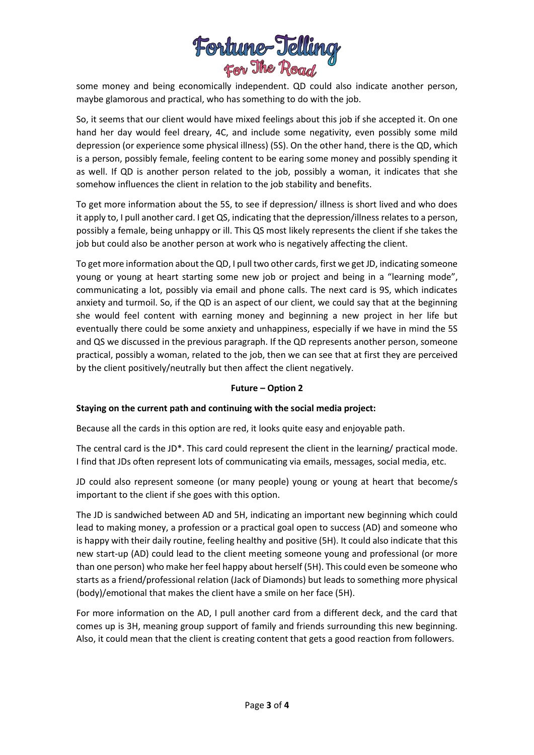some money and being economically independent. QD could also indicate another person, maybe glamorous and practical, who has something to do with the job.

So, it seems that our client would have mixed feelings about this job if she accepted it. On one hand her day would feel dreary, 4C, and include some negativity, even possibly some mild depression (or experience some physical illness) (5S). On the other hand, there is the QD, which is a person, possibly female, feeling content to be earing some money and possibly spending it as well. If QD is another person related to the job, possibly a woman, it indicates that she somehow influences the client in relation to the job stability and benefits.

To get more information about the 5S, to see if depression/ illness is short lived and who does it apply to, I pull another card. I get QS, indicating that the depression/illness relates to a person, possibly a female, being unhappy or ill. This QS most likely represents the client if she takes the job but could also be another person at work who is negatively affecting the client.

To get more information about the QD, I pull two other cards, first we get JD, indicating someone young or young at heart starting some new job or project and being in a "learning mode", communicating a lot, possibly via email and phone calls. The next card is 9S, which indicates anxiety and turmoil. So, if the QD is an aspect of our client, we could say that at the beginning she would feel content with earning money and beginning a new project in her life but eventually there could be some anxiety and unhappiness, especially if we have in mind the 5S and QS we discussed in the previous paragraph. If the QD represents another person, someone practical, possibly a woman, related to the job, then we can see that at first they are perceived by the client positively/neutrally but then affect the client negatively.

**Future – Option 2**

**Staying on the current path and continuing with the social media project:**

Because all the cards in this option are red, it looks quite easy and enjoyable path.

The central card is the JD*. This card could represent the client in the learning/ practical mode. I find that JDs often represent lots of communicating via emails, messages, social media, etc.

JD could also represent someone (or many people) young or young at heart that become/s important to the client if she goes with this option.

The JD is sandwiched between AD and 5H, indicating an important new beginning which could lead to making money, a profession or a practical goal open to success (AD) and someone who is happy with their daily routine, feeling healthy and positive (5H). It could also indicate that this new start-up (AD) could lead to the client meeting someone young and professional (or more than one person) who make her feel happy about herself (5H). This could even be someone who starts as a friend/professional relation (Jack of Diamonds) but leads to something more physical (body)/emotional that makes the client have a smile on her face (5H).

For more information on the AD, I pull another card from a different deck, and the card that comes up is 3H, meaning group support of family and friends surrounding this new beginning. Also, it could mean that the client is creating content that gets a good reaction from followers.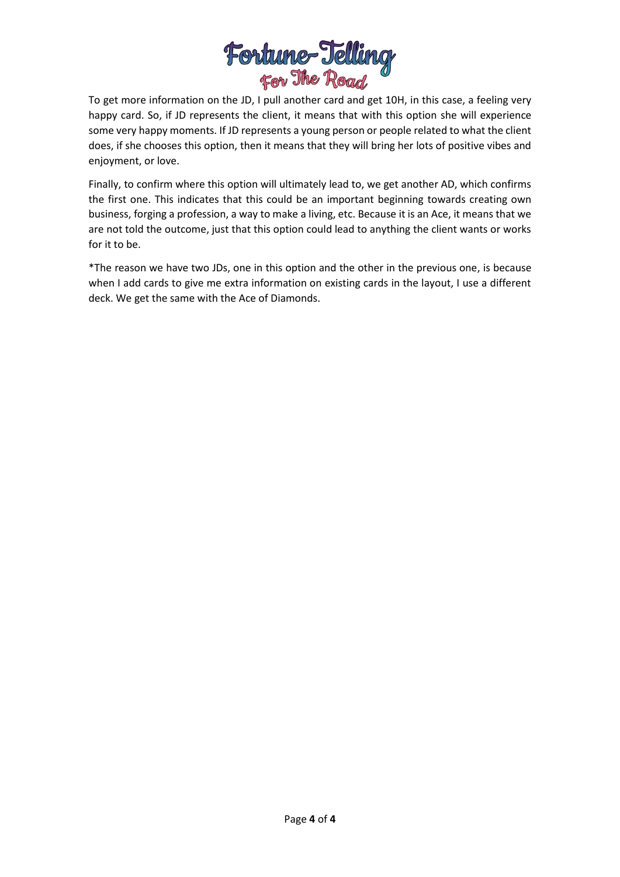To get more information on the JD, I pull another card and get 10H, in this case, a feeling very happy card. So, if JD represents the client, it means that with this option she will experience some very happy moments. If JD represents a young person or people related to what the client does, if she chooses this option, then it means that they will bring her lots of positive vibes and enjoyment, or love.

Finally, to confirm where this option will ultimately lead to, we get another AD, which confirms the first one. This indicates that this could be an important beginning towards creating own business, forging a profession, a way to make a living, etc. Because it is an Ace, it means that we are not told the outcome, just that this option could lead to anything the client wants or works for it to be.

*The reason we have two JDs, one in this option and the other in the previous one, is because when I add cards to give me extra information on existing cards in the layout, I use a different deck. We get the same with the Ace of Diamonds.